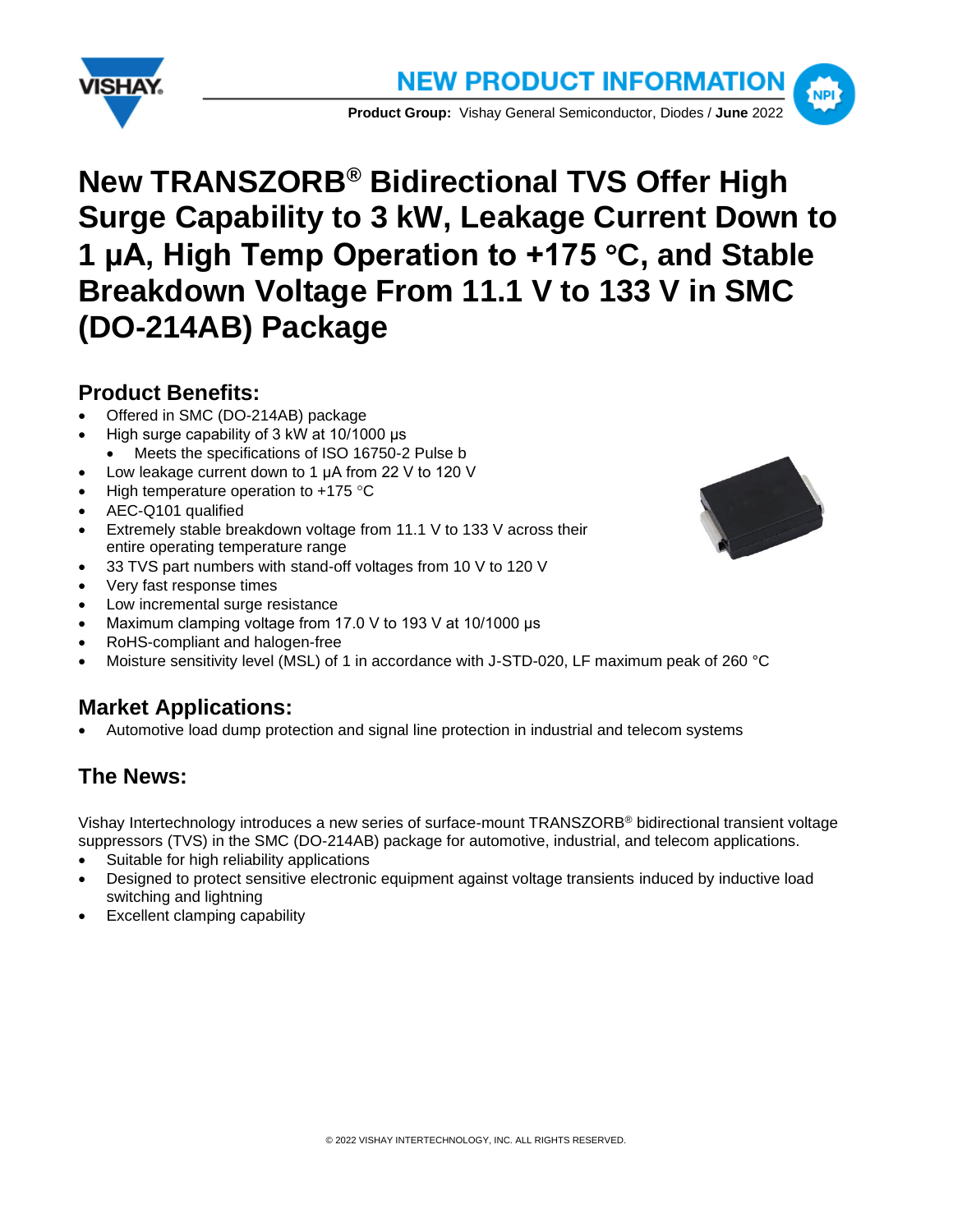# NEW PRODUCT INFORMATION

**Product Group:** Vishay General Semiconductor, Diodes / **June** 2022

# New TRANSZORB® Bidirectional TVS Offer High Surge Capability to 3 kW, Leakage Current Down to 1 µA, High Temp Operation to +175 °C, and Stable Breakdown Voltage From 11.1 V to 133 V in SMC (DO-214AB) Package

## Product Benefits:

- Offered in SMC (DO-214AB) package
- High surge capability of 3 kW at 10/1000 µs
    - Meets the specifications of ISO 16750-2 Pulse b
- Low leakage current down to 1 µA from 22 V to 120 V
- High temperature operation to +175 °C
- AEC-Q101 qualified
- Extremely stable breakdown voltage from 11.1 V to 133 V across their entire operating temperature range
- 33 TVS part numbers with stand-off voltages from 10 V to 120 V
- Very fast response times
- Low incremental surge resistance
- Maximum clamping voltage from 17.0 V to 193 V at 10/1000 µs
- RoHS-compliant and halogen-free
- Moisture sensitivity level (MSL) of 1 in accordance with J-STD-020, LF maximum peak of 260 °C

## Market Applications:

- Automotive load dump protection and signal line protection in industrial and telecom systems

## The News:

Vishay Intertechnology introduces a new series of surface-mount TRANSZORB® bidirectional transient voltage suppressors (TVS) in the SMC (DO-214AB) package for automotive, industrial, and telecom applications.

- Suitable for high reliability applications
- Designed to protect sensitive electronic equipment against voltage transients induced by inductive load switching and lightning
- Excellent clamping capability

© 2022 VISHAY INTERTECHNOLOGY, INC. ALL RIGHTS RESERVED.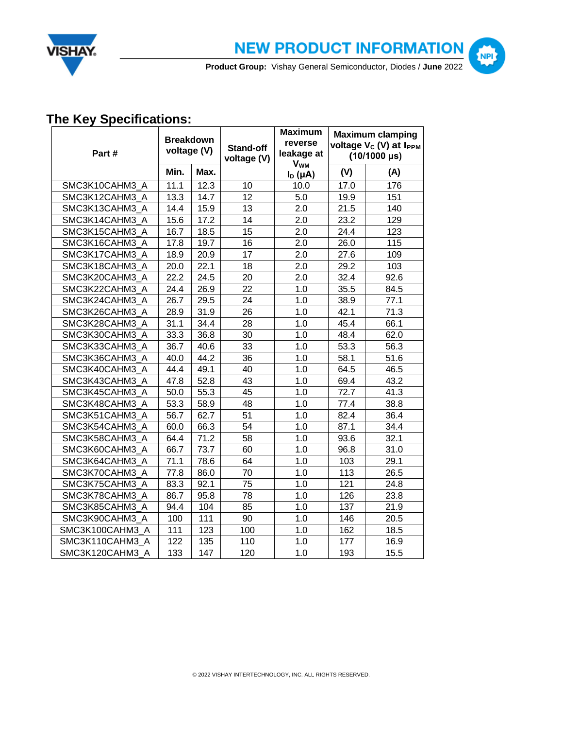## The Key Specifications:

| Part # | Breakdown voltage (V) | | Stand-off voltage (V) | Maximum reverse leakage at $V_{WM}$ $I_D$ (μA) | Maximum clamping voltage $V_C$ (V) at $I_{PPM}$ (10/1000 μs) | |
|---|---|---|---|---|---|---|
| | Min. | Max. | | | (V) | (A) |
| SMC3K10CAHM3_A | 11.1 | 12.3 | 10 | 10.0 | 17.0 | 176 |
| SMC3K12CAHM3_A | 13.3 | 14.7 | 12 | 5.0 | 19.9 | 151 |
| SMC3K13CAHM3_A | 14.4 | 15.9 | 13 | 2.0 | 21.5 | 140 |
| SMC3K14CAHM3_A | 15.6 | 17.2 | 14 | 2.0 | 23.2 | 129 |
| SMC3K15CAHM3_A | 16.7 | 18.5 | 15 | 2.0 | 24.4 | 123 |
| SMC3K16CAHM3_A | 17.8 | 19.7 | 16 | 2.0 | 26.0 | 115 |
| SMC3K17CAHM3_A | 18.9 | 20.9 | 17 | 2.0 | 27.6 | 109 |
| SMC3K18CAHM3_A | 20.0 | 22.1 | 18 | 2.0 | 29.2 | 103 |
| SMC3K20CAHM3_A | 22.2 | 24.5 | 20 | 2.0 | 32.4 | 92.6 |
| SMC3K22CAHM3_A | 24.4 | 26.9 | 22 | 1.0 | 35.5 | 84.5 |
| SMC3K24CAHM3_A | 26.7 | 29.5 | 24 | 1.0 | 38.9 | 77.1 |
| SMC3K26CAHM3_A | 28.9 | 31.9 | 26 | 1.0 | 42.1 | 71.3 |
| SMC3K28CAHM3_A | 31.1 | 34.4 | 28 | 1.0 | 45.4 | 66.1 |
| SMC3K30CAHM3_A | 33.3 | 36.8 | 30 | 1.0 | 48.4 | 62.0 |
| SMC3K33CAHM3_A | 36.7 | 40.6 | 33 | 1.0 | 53.3 | 56.3 |
| SMC3K36CAHM3_A | 40.0 | 44.2 | 36 | 1.0 | 58.1 | 51.6 |
| SMC3K40CAHM3_A | 44.4 | 49.1 | 40 | 1.0 | 64.5 | 46.5 |
| SMC3K43CAHM3_A | 47.8 | 52.8 | 43 | 1.0 | 69.4 | 43.2 |
| SMC3K45CAHM3_A | 50.0 | 55.3 | 45 | 1.0 | 72.7 | 41.3 |
| SMC3K48CAHM3_A | 53.3 | 58.9 | 48 | 1.0 | 77.4 | 38.8 |
| SMC3K51CAHM3_A | 56.7 | 62.7 | 51 | 1.0 | 82.4 | 36.4 |
| SMC3K54CAHM3_A | 60.0 | 66.3 | 54 | 1.0 | 87.1 | 34.4 |
| SMC3K58CAHM3_A | 64.4 | 71.2 | 58 | 1.0 | 93.6 | 32.1 |
| SMC3K60CAHM3_A | 66.7 | 73.7 | 60 | 1.0 | 96.8 | 31.0 |
| SMC3K64CAHM3_A | 71.1 | 78.6 | 64 | 1.0 | 103 | 29.1 |
| SMC3K70CAHM3_A | 77.8 | 86.0 | 70 | 1.0 | 113 | 26.5 |
| SMC3K75CAHM3_A | 83.3 | 92.1 | 75 | 1.0 | 121 | 24.8 |
| SMC3K78CAHM3_A | 86.7 | 95.8 | 78 | 1.0 | 126 | 23.8 |
| SMC3K85CAHM3_A | 94.4 | 104 | 85 | 1.0 | 137 | 21.9 |
| SMC3K90CAHM3_A | 100 | 111 | 90 | 1.0 | 146 | 20.5 |
| SMC3K100CAHM3_A | 111 | 123 | 100 | 1.0 | 162 | 18.5 |
| SMC3K110CAHM3_A | 122 | 135 | 110 | 1.0 | 177 | 16.9 |
| SMC3K120CAHM3_A | 133 | 147 | 120 | 1.0 | 193 | 15.5 |

© 2022 VISHAY INTERTECHNOLOGY, INC. ALL RIGHTS RESERVED.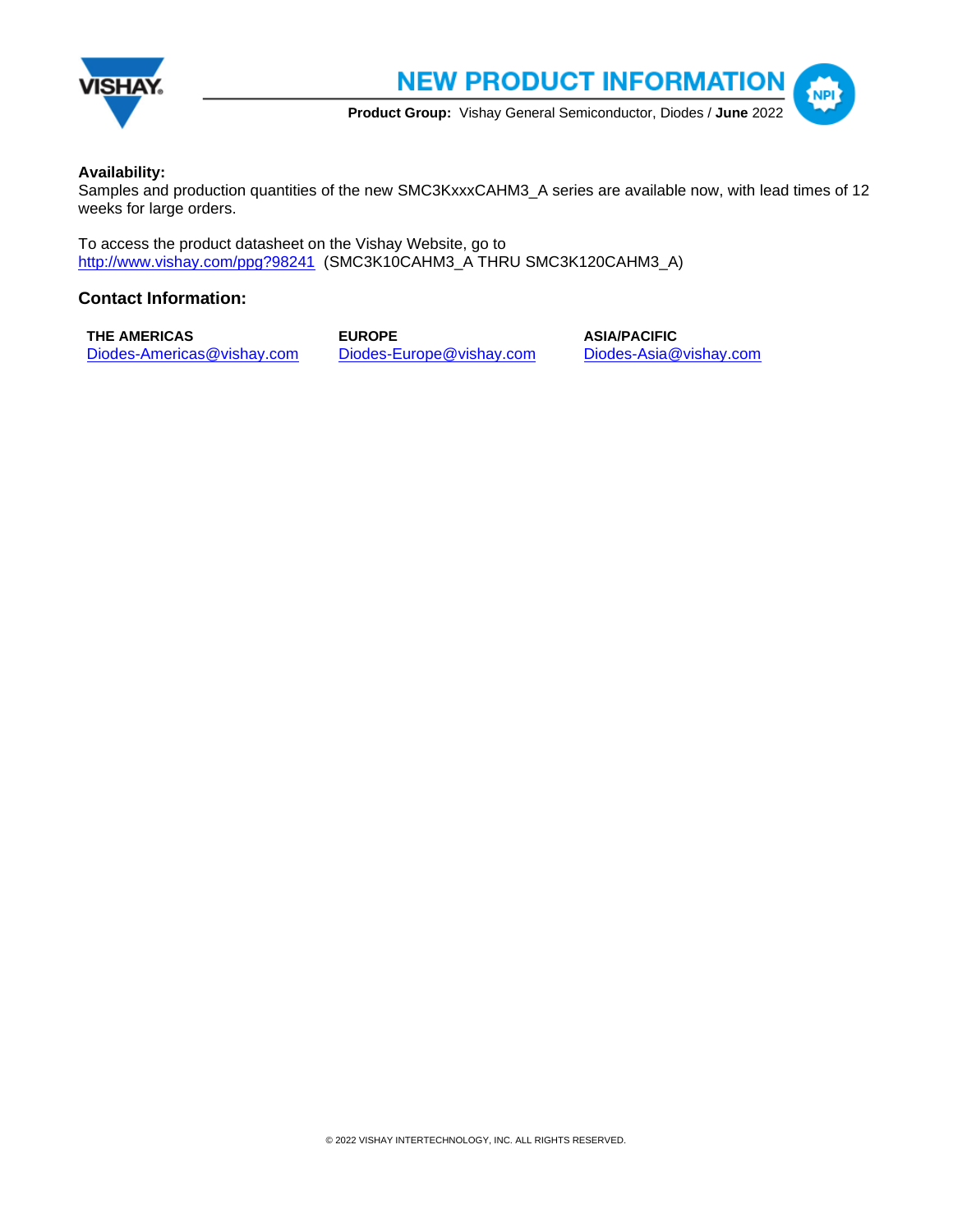**Availability:**
Samples and production quantities of the new SMC3KxxxCAHM3_A series are available now, with lead times of 12 weeks for large orders.

To access the product datasheet on the Vishay Website, go to
http://www.vishay.com/ppg?98241 (SMC3K10CAHM3_A THRU SMC3K120CAHM3_A)

## Contact Information:

**THE AMERICAS**
Diodes-Americas@vishay.com

**EUROPE**
Diodes-Europe@vishay.com

**ASIA/PACIFIC**
Diodes-Asia@vishay.com

© 2022 VISHAY INTERTECHNOLOGY, INC. ALL RIGHTS RESERVED.